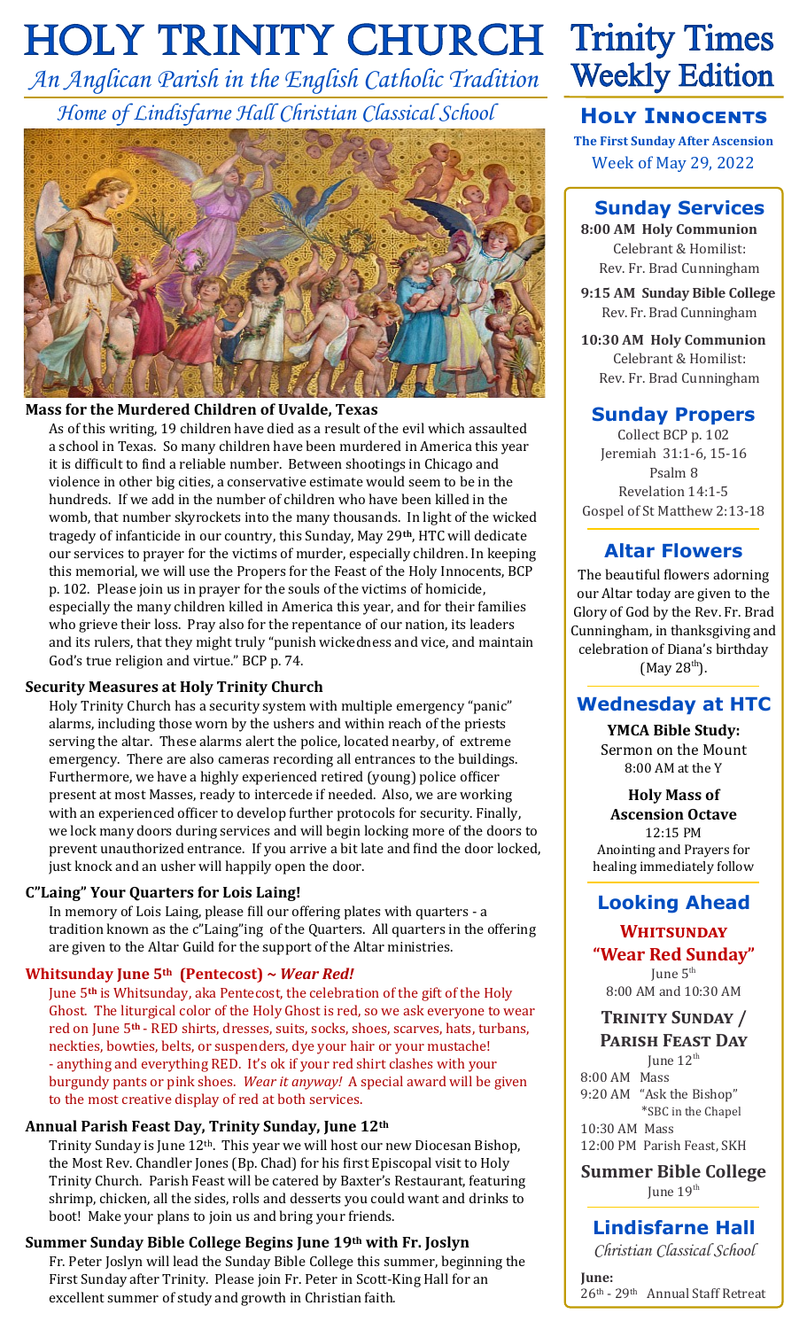# HOLY TRINITY CHURCH

*An Anglican Parish in the English Catholic Tradition*

*Home of Lindisfarne Hall Christian Classical School*

### Mass for the Murdered Children of Uvalde, Texas

As of this writing, 19 children have died as a result of the evil which assaulted a school in Texas. So many children have been murdered in America this year it is difficult to find a reliable number. Between shootings in Chicago and violence in other big cities, a conservative estimate would seem to be in the hundreds. If we add in the number of children who have been killed in the womb, that number skyrockets into the many thousands. In light of the wicked tragedy of infanticide in our country, this Sunday, May 29th, HTC will dedicate our services to prayer for the victims of murder, especially children. In keeping this memorial, we will use the Propers for the Feast of the Holy Innocents, BCP p. 102. Please join us in prayer for the souls of the victims of homicide, especially the many children killed in America this year, and for their families who grieve their loss. Pray also for the repentance of our nation, its leaders and its rulers, that they might truly "punish wickedness and vice, and maintain God's true religion and virtue." BCP p. 74.

### Security Measures at Holy Trinity Church

Holy Trinity Church has a security system with multiple emergency "panic" alarms, including those worn by the ushers and within reach of the priests serving the altar. These alarms alert the police, located nearby, of extreme emergency. There are also cameras recording all entrances to the buildings. Furthermore, we have a highly experienced retired (young) police officer present at most Masses, ready to intercede if needed. Also, we are working with an experienced officer to develop further protocols for security. Finally, we lock many doors during services and will begin locking more of the doors to prevent unauthorized entrance. If you arrive a bit late and find the door locked, just knock and an usher will happily open the door.

### C"Laing" Your Quarters for Lois Laing!

In memory of Lois Laing, please fill our offering plates with quarters - a tradition known as the c"Laing"ing of the Quarters. All quarters in the offering are given to the Altar Guild for the support of the Altar ministries.

### Whitsunday June 5th (Pentecost) ~ *Wear Red!*

June 5th is Whitsunday, aka Pentecost, the celebration of the gift of the Holy Ghost. The liturgical color of the Holy Ghost is red, so we ask everyone to wear red on June 5th - RED shirts, dresses, suits, socks, shoes, scarves, hats, turbans, neckties, bowties, belts, or suspenders, dye your hair or your mustache! - anything and everything RED. It's ok if your red shirt clashes with your burgundy pants or pink shoes. *Wear it anyway!* A special award will be given to the most creative display of red at both services.

### Annual Parish Feast Day, Trinity Sunday, June 12th

Trinity Sunday is June 12th. This year we will host our new Diocesan Bishop, the Most Rev. Chandler Jones (Bp. Chad) for his first Episcopal visit to Holy Trinity Church. Parish Feast will be catered by Baxter's Restaurant, featuring shrimp, chicken, all the sides, rolls and desserts you could want and drinks to boot! Make your plans to join us and bring your friends.

### Summer Sunday Bible College Begins June 19th with Fr. Joslyn

Fr. Peter Joslyn will lead the Sunday Bible College this summer, beginning the First Sunday after Trinity. Please join Fr. Peter in Scott-King Hall for an excellent summer of study and growth in Christian faith.

# Trinity Times Weekly Edition

## Holy Innocents

**The First Sunday After Ascension**

Week of May 29, 2022

## Sunday Services

**8:00 AM Holy Communion**
Celebrant & Homilist:
Rev. Fr. Brad Cunningham

**9:15 AM Sunday Bible College**
Rev. Fr. Brad Cunningham

**10:30 AM Holy Communion**
Celebrant & Homilist:
Rev. Fr. Brad Cunningham

## Sunday Propers

Collect BCP p. 102
Jeremiah 31:1-6, 15-16
Psalm 8
Revelation 14:1-5
Gospel of St Matthew 2:13-18

## Altar Flowers

The beautiful flowers adorning our Altar today are given to the Glory of God by the Rev. Fr. Brad Cunningham, in thanksgiving and celebration of Diana's birthday (May 28th).

## Wednesday at HTC

**YMCA Bible Study:**
Sermon on the Mount
8:00 AM at the Y

**Holy Mass of Ascension Octave**
12:15 PM
Anointing and Prayers for healing immediately follow

## Looking Ahead

**Whitsunday "Wear Red Sunday"**
June 5th
8:00 AM and 10:30 AM

**Trinity Sunday / Parish Feast Day**
June 12th
8:00 AM Mass
9:20 AM "Ask the Bishop"
*SBC in the Chapel
10:30 AM Mass
12:00 PM Parish Feast, SKH

**Summer Bible College**
June 19th

## Lindisfarne Hall

*Christian Classical School*

**June:**
26th - 29th Annual Staff Retreat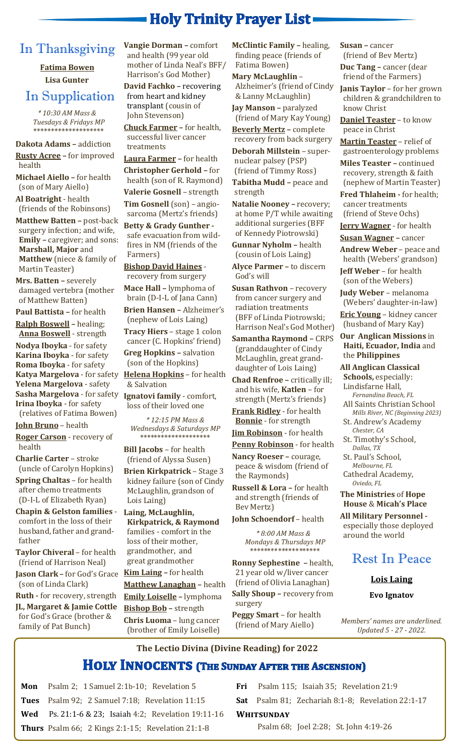# Holy Trinity Prayer List

## In Thanksgiving

**Fatima Bowen**

**Lisa Gunter**

## In Supplication

*\* 10:30 AM Mass & Tuesdays & Fridays MP*
*\*\*\*\*\*\*\*\*\*\*\*\*\*\*\*\*\*\*\*\**

**Dakota Adams –** addiction

**Rusty Acree –** for improved health

**Michael Aiello –** for health (son of Mary Aiello)

**Al Boatright** - health (friends of the Robinsons)

**Matthew Batten –** post-back surgery infection; and wife, **Emily –** caregiver; and sons: **Marshall, Major** and **Matthew** (niece & family of Martin Teaster)

**Mrs. Batten –** severely damaged vertebra (mother of Matthew Batten)

**Paul Battista –** for health

**Ralph Boswell –** healing; **Anna Boswell** - strength

**Nodya Iboyka** - for safety
**Karina Iboyka** - for safety
**Roma Iboyka** - for safety
**Katya Margelova** - for safety
**Yelena Margelova** - safety
**Sasha Margelova** - for safety
**Irina Iboyka** - for safety (relatives of Fatima Bowen)

**John Bruno** – health

**Roger Carson** - recovery of health

**Charlie Carter** – stroke (uncle of Carolyn Hopkins)

**Spring Chaltas** – for health after chemo treatments (D-I-L of Elizabeth Ryan)

**Chapin & Gelston families** - comfort in the loss of their husband, father and grandfather

**Taylor Chiveral** – for health (friend of Harrison Neal)

**Jason Clark –** for God's Grace (son of Linda Clark)

**Ruth -** for recovery, strength

**JL, Margaret & Jamie Cottle** for God's Grace (brother & family of Pat Bunch)

**Vangie Dorman –** comfort and health (99 year old mother of Linda Neal's BFF/ Harrison's God Mother)

**David Fachko –** recovering from heart and kidney transplant (cousin of John Stevenson)

**Chuck Farmer –** for health, successful liver cancer treatments

**Laura Farmer –** for health

**Christopher Gerhold –** for health (son of R. Raymond)

**Valerie Gosnell** – strength

**Tim Gosnell** (son) – angiosarcoma (Mertz's friends)

**Betty & Grady Gunther -** safe evacuation from wildfires in NM (friends of the Farmers)

**Bishop David Haines** - recovery from surgery

**Mace Hall –** lymphoma of brain (D-I-L of Jana Cann)

**Brien Hansen –** Alzheimer's (nephew of Lois Laing)

**Tracy Hiers** – stage 1 colon cancer (C. Hopkins' friend)

**Greg Hopkins –** salvation (son of the Hopkins)

**Helena Hopkins** – for health & Salvation

**Ignatovi family** - comfort, loss of their loved one

*\* 12:15 PM Mass & Wednesdays & Saturdays MP*
*\*\*\*\*\*\*\*\*\*\*\*\*\*\*\*\*\*\*\*\**

**Bill Jacobs** – for health (friend of Alyssa Susen)

**Brien Kirkpatrick** – Stage 3 kidney failure (son of Cindy McLaughlin, grandson of Lois Laing)

**Laing, McLaughlin, Kirkpatrick, & Raymond** families - comfort in the loss of their mother, grandmother, and great grandmother

**Kim Laing –** for health

**Matthew Lanaghan –** health

**Emily Loiselle –** lymphoma

**Bishop Bob –** strength

**Chris Luoma** – lung cancer (brother of Emily Loiselle)

**McClintic Family –** healing, finding peace (friends of Fatima Bowen)

**Mary McLaughlin** – Alzheimer's (friend of Cindy & Lanny McLaughlin)

**Jay Manson –** paralyzed (friend of Mary Kay Young)

**Beverly Mertz –** complete recovery from back surgery

**Deborah Millstein** – supernuclear palsey (PSP) (friend of Timmy Ross)

**Tabitha Mudd –** peace and strength

**Natalie Nooney –** recovery; at home P/T while awaiting additional surgeries (BFF of Kennedy Piotrowski)

**Gunnar Nyholm –** health (cousin of Lois Laing)

**Alyce Parmer –** to discern God's will

**Susan Rathvon** – recovery from cancer surgery and radiation treatments (BFF of Linda Piotrowski; Harrison Neal's God Mother)

**Samantha Raymond –** CRPS (granddaughter of Cindy McLaughlin, great granddaughter of Lois Laing)

**Chad Renfroe –** critically ill; and his wife, **Katlen** – for strength (Mertz's friends)

**Frank Ridley** - for health
**Bonnie** - for strength

**Jim Robinson** - for health

**Penny Robinson** - for health

**Nancy Roeser –** courage, peace & wisdom (friend of the Raymonds)

**Russell & Lora –** for health and strength (friends of Bev Mertz)

**John Schoendorf** – health

*\* 8:00 AM Mass & Mondays & Thursdays MP*
*\*\*\*\*\*\*\*\*\*\*\*\*\*\*\*\*\*\*\*\**

**Ronny Sephestine –** health, 21 year old w/liver cancer (friend of Olivia Lanaghan)

**Sally Shoup –** recovery from surgery

**Peggy Smart** – for health (friend of Mary Aiello)

**Susan –** cancer (friend of Bev Mertz)

**Duc Tang –** cancer (dear friend of the Farmers)

**Janis Taylor** – for her grown children & grandchildren to know Christ

**Daniel Teaster** – to know peace in Christ

**Martin Teaster** – relief of gastroenterology problems

**Miles Teaster –** continued recovery, strength & faith (nephew of Martin Teaster)

**Fred Thlaheim -** for health; cancer treatments (friend of Steve Ochs)

**Jerry Wagner** - for health

**Susan Wagner –** cancer

**Andrew Weber** – peace and health (Webers' grandson)

**Jeff Weber** – for health (son of the Webers)

**Judy Weber** – melanoma (Webers' daughter-in-law)

**Eric Young** – kidney cancer (husband of Mary Kay)

**Our Anglican Missions** in **Haiti, Ecuador, India** and the **Philippines**

**All Anglican Classical Schools,** especially:
- Lindisfarne Hall, *Fernandina Beach, FL*
- All Saints Christian School *Mills River, NC (Beginning 2023)*
- St. Andrew's Academy *Chester, CA*
- St. Timothy's School, *Dallas, TX*
- St. Paul's School, *Melbourne, FL*
- Cathedral Academy, *Oviedo, FL*

**The Ministries** of **Hope House** & **Micah's Place**

**All Military Personnel -** especially those deployed around the world

## Rest In Peace

**Lois Laing**

**Evo Ignatov**

*Members' names are underlined. Updated 5 - 27 - 2022.*

### The Lectio Divina (Divine Reading) for 2022

## Holy Innocents (The Sunday After the Ascension)

**Mon** Psalm 2; 1 Samuel 2:1b-10; Revelation 5

**Tues** Psalm 92; 2 Samuel 7:18; Revelation 11:15

**Wed** Ps. 21:1-6 & 23; Isaiah 4:2; Revelation 19:11-16

**Thurs** Psalm 66; 2 Kings 2:1-15; Revelation 21:1-8

**Fri** Psalm 115; Isaiah 35; Revelation 21:9

**Sat** Psalm 81; Zechariah 8:1-8; Revelation 22:1-17

**Whitsunday**

Psalm 68; Joel 2:28; St. John 4:19-26